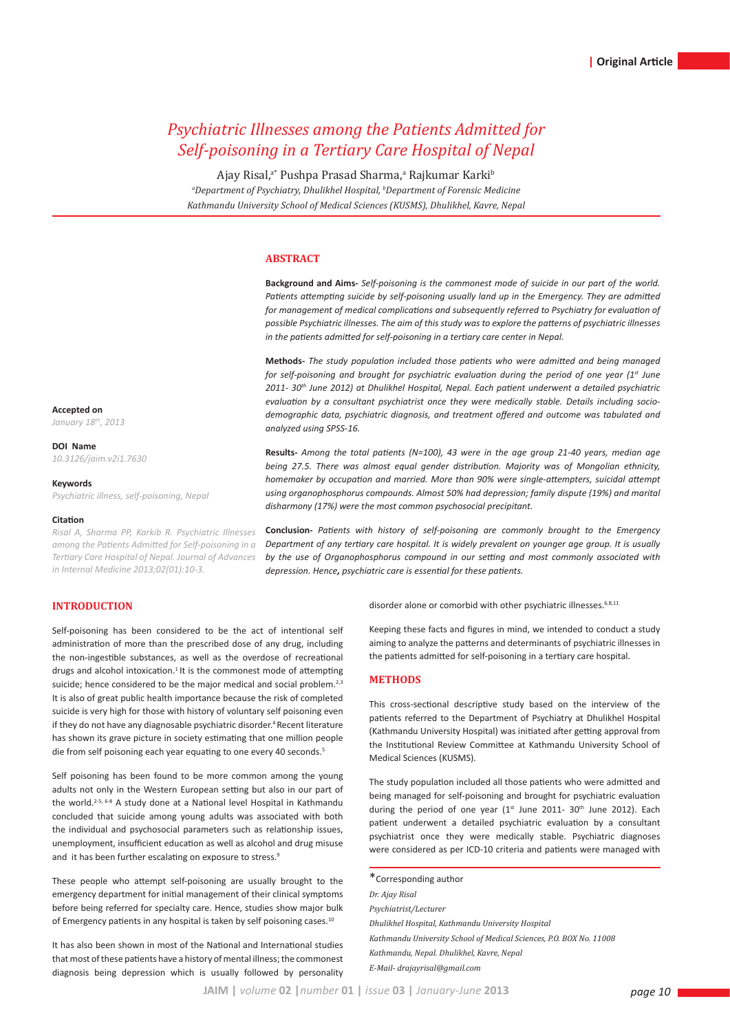Original Article

# Psychiatric Illnesses among the Patients Admitted for Self-poisoning in a Tertiary Care Hospital of Nepal

Ajay Risal,[a*] Pushpa Prasad Sharma,[a] Rajkumar Karki[b]

[a]Department of Psychiatry, Dhulikhel Hospital, [b]Department of Forensic Medicine
Kathmandu University School of Medical Sciences (KUSMS), Dhulikhel, Kavre, Nepal

**Accepted on**
*January 18th, 2013*

**DOI Name**
*10.3126/jaim.v2i1.7630*

**Keywords**
*Psychiatric illness, self-poisoning, Nepal*

**Citation**
*Risal A, Sharma PP, Karkib R. Psychiatric Illnesses among the Patients Admitted for Self-poisoning in a Tertiary Care Hospital of Nepal. Journal of Advances in Internal Medicine 2013;02(01):10-3.*

## ABSTRACT

**Background and Aims-** *Self-poisoning is the commonest mode of suicide in our part of the world. Patients attempting suicide by self-poisoning usually land up in the Emergency. They are admitted for management of medical complications and subsequently referred to Psychiatry for evaluation of possible Psychiatric illnesses. The aim of this study was to explore the patterns of psychiatric illnesses in the patients admitted for self-poisoning in a tertiary care center in Nepal.*

**Methods-** *The study population included those patients who were admitted and being managed for self-poisoning and brought for psychiatric evaluation during the period of one year (1st June 2011- 30th June 2012) at Dhulikhel Hospital, Nepal. Each patient underwent a detailed psychiatric evaluation by a consultant psychiatrist once they were medically stable. Details including socio-demographic data, psychiatric diagnosis, and treatment offered and outcome was tabulated and analyzed using SPSS-16.*

**Results-** *Among the total patients (N=100), 43 were in the age group 21-40 years, median age being 27.5. There was almost equal gender distribution. Majority was of Mongolian ethnicity, homemaker by occupation and married. More than 90% were single-attempters, suicidal attempt using organophosphorus compounds. Almost 50% had depression; family dispute (19%) and marital disharmony (17%) were the most common psychosocial precipitant.*

**Conclusion-** *Patients with history of self-poisoning are commonly brought to the Emergency Department of any tertiary care hospital. It is widely prevalent on younger age group. It is usually by the use of Organophosphorus compound in our setting and most commonly associated with depression. Hence,* ***psychiatric care is essential for these patients.***

## INTRODUCTION

Self-poisoning has been considered to be the act of intentional self administration of more than the prescribed dose of any drug, including the non-ingestible substances, as well as the overdose of recreational drugs and alcohol intoxication.[1] It is the commonest mode of attempting suicide; hence considered to be the major medical and social problem.[2,3] It is also of great public health importance because the risk of completed suicide is very high for those with history of voluntary self poisoning even if they do not have any diagnosable psychiatric disorder.[4] Recent literature has shown its grave picture in society estimating that one million people die from self poisoning each year equating to one every 40 seconds.[5]

Self poisoning has been found to be more common among the young adults not only in the Western European setting but also in our part of the world.[2-5, 6-8] A study done at a National level Hospital in Kathmandu concluded that suicide among young adults was associated with both the individual and psychosocial parameters such as relationship issues, unemployment, insufficient education as well as alcohol and drug misuse and it has been further escalating on exposure to stress.[9]

These people who attempt self-poisoning are usually brought to the emergency department for initial management of their clinical symptoms before being referred for specialty care. Hence, studies show major bulk of Emergency patients in any hospital is taken by self poisoning cases.[10]

It has also been shown in most of the National and International studies that most of these patients have a history of mental illness; the commonest diagnosis being depression which is usually followed by personality disorder alone or comorbid with other psychiatric illnesses.[6,8,11]

Keeping these facts and figures in mind, we intended to conduct a study aiming to analyze the patterns and determinants of psychiatric illnesses in the patients admitted for self-poisoning in a tertiary care hospital.

## METHODS

This cross-sectional descriptive study based on the interview of the patients referred to the Department of Psychiatry at Dhulikhel Hospital (Kathmandu University Hospital) was initiated after getting approval from the Institutional Review Committee at Kathmandu University School of Medical Sciences (KUSMS).

The study population included all those patients who were admitted and being managed for self-poisoning and brought for psychiatric evaluation during the period of one year (1st June 2011- 30th June 2012). Each patient underwent a detailed psychiatric evaluation by a consultant psychiatrist once they were medically stable. Psychiatric diagnoses were considered as per ICD-10 criteria and patients were managed with

*Corresponding author
*Dr. Ajay Risal*
*Psychiatrist/Lecturer*
*Dhulikhel Hospital, Kathmandu University Hospital*
*Kathmandu University School of Medical Sciences, P.O. BOX No. 11008*
*Kathmandu, Nepal. Dhulikhel, Kavre, Nepal*
*E-Mail- drajayrisal@gmail.com*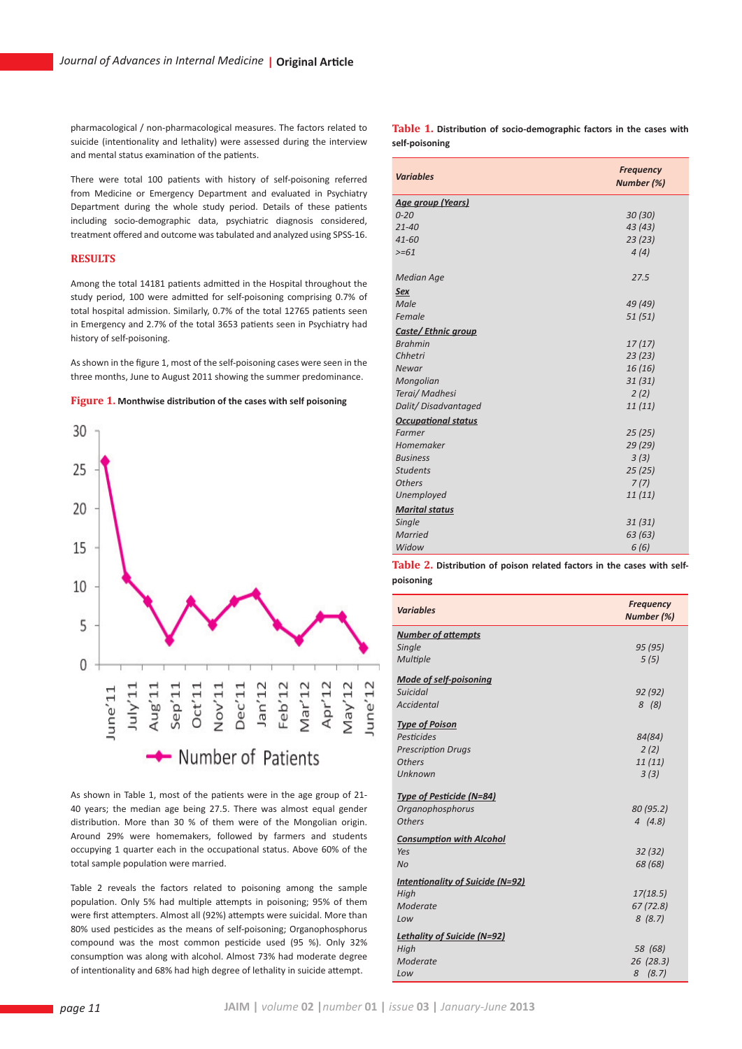pharmacological / non-pharmacological measures. The factors related to suicide (intentionality and lethality) were assessed during the interview and mental status examination of the patients.

There were total 100 patients with history of self-poisoning referred from Medicine or Emergency Department and evaluated in Psychiatry Department during the whole study period. Details of these patients including socio-demographic data, psychiatric diagnosis considered, treatment offered and outcome was tabulated and analyzed using SPSS-16.

## RESULTS

Among the total 14181 patients admitted in the Hospital throughout the study period, 100 were admitted for self-poisoning comprising 0.7% of total hospital admission. Similarly, 0.7% of the total 12765 patients seen in Emergency and 2.7% of the total 3653 patients seen in Psychiatry had history of self-poisoning.

As shown in the figure 1, most of the self-poisoning cases were seen in the three months, June to August 2011 showing the summer predominance.

**Figure 1.** Monthwise distribution of the cases with self poisoning

As shown in Table 1, most of the patients were in the age group of 21-40 years; the median age being 27.5. There was almost equal gender distribution. More than 30 % of them were of the Mongolian origin. Around 29% were homemakers, followed by farmers and students occupying 1 quarter each in the occupational status. Above 60% of the total sample population were married.

Table 2 reveals the factors related to poisoning among the sample population. Only 5% had multiple attempts in poisoning; 95% of them were first attempters. Almost all (92%) attempts were suicidal. More than 80% used pesticides as the means of self-poisoning; Organophosphorus compound was the most common pesticide used (95 %). Only 32% consumption was along with alcohol. Almost 73% had moderate degree of intentionality and 68% had high degree of lethality in suicide attempt.

**Table 1.** Distribution of socio-demographic factors in the cases with self-poisoning

| *Variables* | *Frequency Number (%)* |
|---|---|
| ***Age group (Years)*** | |
| *0-20* | *30 (30)* |
| *21-40* | *43 (43)* |
| *41-60* | *23 (23)* |
| *>=61* | *4 (4)* |
| *Median Age* | *27.5* |
| ***Sex*** | |
| *Male* | *49 (49)* |
| *Female* | *51 (51)* |
| ***Caste/ Ethnic group*** | |
| *Brahmin* | *17 (17)* |
| *Chhetri* | *23 (23)* |
| *Newar* | *16 (16)* |
| *Mongolian* | *31 (31)* |
| *Terai/ Madhesi* | *2 (2)* |
| *Dalit/ Disadvantaged* | *11 (11)* |
| ***Occupational status*** | |
| *Farmer* | *25 (25)* |
| *Homemaker* | *29 (29)* |
| *Business* | *3 (3)* |
| *Students* | *25 (25)* |
| *Others* | *7 (7)* |
| *Unemployed* | *11 (11)* |
| ***Marital status*** | |
| *Single* | *31 (31)* |
| *Married* | *63 (63)* |
| *Widow* | *6 (6)* |

**Table 2.** Distribution of poison related factors in the cases with self-poisoning

| *Variables* | *Frequency Number (%)* |
|---|---|
| ***Number of attempts*** | |
| *Single* | *95 (95)* |
| *Multiple* | *5 (5)* |
| ***Mode of self-poisoning*** | |
| *Suicidal* | *92 (92)* |
| *Accidental* | *8 (8)* |
| ***Type of Poison*** | |
| *Pesticides* | *84(84)* |
| *Prescription Drugs* | *2 (2)* |
| *Others* | *11 (11)* |
| *Unknown* | *3 (3)* |
| ***Type of Pesticide (N=84)*** | |
| *Organophosphorus* | *80 (95.2)* |
| *Others* | *4 (4.8)* |
| ***Consumption with Alcohol*** | |
| *Yes* | *32 (32)* |
| *No* | *68 (68)* |
| ***Intentionality of Suicide (N=92)*** | |
| *High* | *17(18.5)* |
| *Moderate* | *67 (72.8)* |
| *Low* | *8 (8.7)* |
| ***Lethality of Suicide (N=92)*** | |
| *High* | *58 (68)* |
| *Moderate* | *26 (28.3)* |
| *Low* | *8 (8.7)* |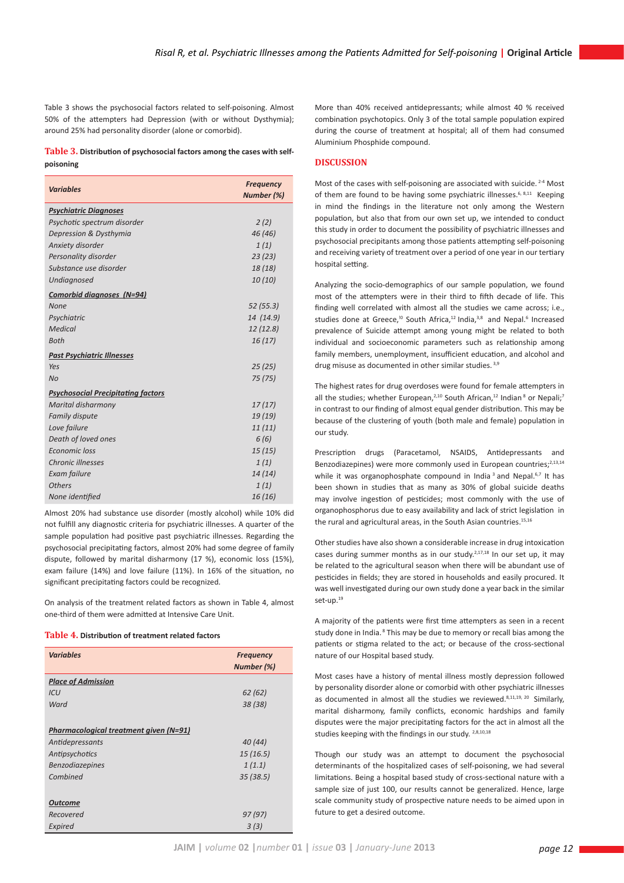Table 3 shows the psychosocial factors related to self-poisoning. Almost 50% of the attempters had Depression (with or without Dysthymia); around 25% had personality disorder (alone or comorbid).

**Table 3. Distribution of psychosocial factors among the cases with self-poisoning**

| *Variables* | *Frequency Number (%)* |
|---|---|
| ***Psychiatric Diagnoses*** | |
| *Psychotic spectrum disorder* | *2 (2)* |
| *Depression & Dysthymia* | *46 (46)* |
| *Anxiety disorder* | *1 (1)* |
| *Personality disorder* | *23 (23)* |
| *Substance use disorder* | *18 (18)* |
| *Undiagnosed* | *10 (10)* |
| ***Comorbid diagnoses (N=94)*** | |
| *None* | *52 (55.3)* |
| *Psychiatric* | *14 (14.9)* |
| *Medical* | *12 (12.8)* |
| *Both* | *16 (17)* |
| ***Past Psychiatric Illnesses*** | |
| *Yes* | *25 (25)* |
| *No* | *75 (75)* |
| ***Psychosocial Precipitating factors*** | |
| *Marital disharmony* | *17 (17)* |
| *Family dispute* | *19 (19)* |
| *Love failure* | *11 (11)* |
| *Death of loved ones* | *6 (6)* |
| *Economic loss* | *15 (15)* |
| *Chronic illnesses* | *1 (1)* |
| *Exam failure* | *14 (14)* |
| *Others* | *1 (1)* |
| *None identified* | *16 (16)* |

Almost 20% had substance use disorder (mostly alcohol) while 10% did not fulfill any diagnostic criteria for psychiatric illnesses. A quarter of the sample population had positive past psychiatric illnesses. Regarding the psychosocial precipitating factors, almost 20% had some degree of family dispute, followed by marital disharmony (17 %), economic loss (15%), exam failure (14%) and love failure (11%). In 16% of the situation, no significant precipitating factors could be recognized.

On analysis of the treatment related factors as shown in Table 4, almost one-third of them were admitted at Intensive Care Unit.

**Table 4. Distribution of treatment related factors**

| *Variables* | *Frequency Number (%)* |
|---|---|
| ***Place of Admission*** | |
| *ICU* | *62 (62)* |
| *Ward* | *38 (38)* |
| ***Pharmacological treatment given (N=91)*** | |
| *Antidepressants* | *40 (44)* |
| *Antipsychotics* | *15 (16.5)* |
| *Benzodiazepines* | *1 (1.1)* |
| *Combined* | *35 (38.5)* |
| ***Outcome*** | |
| *Recovered* | *97 (97)* |
| *Expired* | *3 (3)* |

More than 40% received antidepressants; while almost 40 % received combination psychotopics. Only 3 of the total sample population expired during the course of treatment at hospital; all of them had consumed Aluminium Phosphide compound.

## DISCUSSION

Most of the cases with self-poisoning are associated with suicide.[2-4] Most of them are found to be having some psychiatric illnesses.[6, 8,11] Keeping in mind the findings in the literature not only among the Western population, but also that from our own set up, we intended to conduct this study in order to document the possibility of psychiatric illnesses and psychosocial precipitants among those patients attempting self-poisoning and receiving variety of treatment over a period of one year in our tertiary hospital setting.

Analyzing the socio-demographics of our sample population, we found most of the attempters were in their third to fifth decade of life. This finding well correlated with almost all the studies we came across; i.e., studies done at Greece,[10] South Africa,[12] India,[3,8] and Nepal.[6] Increased prevalence of Suicide attempt among young might be related to both individual and socioeconomic parameters such as relationship among family members, unemployment, insufficient education, and alcohol and drug misuse as documented in other similar studies.[3,9]

The highest rates for drug overdoses were found for female attempters in all the studies; whether European,[2,10] South African,[12] Indian[8] or Nepali;[7] in contrast to our finding of almost equal gender distribution. This may be because of the clustering of youth (both male and female) population in our study.

Prescription drugs (Paracetamol, NSAIDS, Antidepressants and Benzodiazepines) were more commonly used in European countries;[2,13,14] while it was organophosphate compound in India[3] and Nepal.[6,7] It has been shown in studies that as many as 30% of global suicide deaths may involve ingestion of pesticides; most commonly with the use of organophosphorus due to easy availability and lack of strict legislation in the rural and agricultural areas, in the South Asian countries.[15,16]

Other studies have also shown a considerable increase in drug intoxication cases during summer months as in our study.[2,17,18] In our set up, it may be related to the agricultural season when there will be abundant use of pesticides in fields; they are stored in households and easily procured. It was well investigated during our own study done a year back in the similar set-up.[19]

A majority of the patients were first time attempters as seen in a recent study done in India.[8] This may be due to memory or recall bias among the patients or stigma related to the act; or because of the cross-sectional nature of our Hospital based study.

Most cases have a history of mental illness mostly depression followed by personality disorder alone or comorbid with other psychiatric illnesses as documented in almost all the studies we reviewed.[8,11,19, 20] Similarly, marital disharmony, family conflicts, economic hardships and family disputes were the major precipitating factors for the act in almost all the studies keeping with the findings in our study.[2,8,10,18]

Though our study was an attempt to document the psychosocial determinants of the hospitalized cases of self-poisoning, we had several limitations. Being a hospital based study of cross-sectional nature with a sample size of just 100, our results cannot be generalized. Hence, large scale community study of prospective nature needs to be aimed upon in future to get a desired outcome.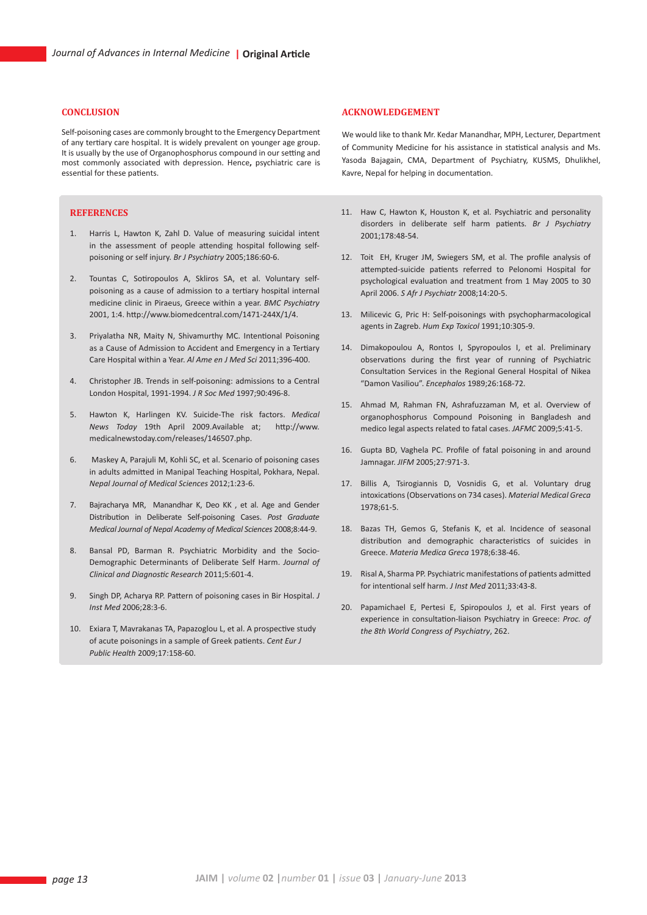## CONCLUSION

Self-poisoning cases are commonly brought to the Emergency Department of any tertiary care hospital. It is widely prevalent on younger age group. It is usually by the use of Organophosphorus compound in our setting and most commonly associated with depression. Hence**,** psychiatric care is essential for these patients.

## ACKNOWLEDGEMENT

We would like to thank Mr. Kedar Manandhar, MPH, Lecturer, Department of Community Medicine for his assistance in statistical analysis and Ms. Yasoda Bajagain, CMA, Department of Psychiatry, KUSMS, Dhulikhel, Kavre, Nepal for helping in documentation.

## REFERENCES

1. Harris L, Hawton K, Zahl D. Value of measuring suicidal intent in the assessment of people attending hospital following self-poisoning or self injury. *Br J Psychiatry* 2005;186:60-6.
2. Tountas C, Sotiropoulos A, Skliros SA, et al. Voluntary self-poisoning as a cause of admission to a tertiary hospital internal medicine clinic in Piraeus, Greece within a year. *BMC Psychiatry* 2001, 1:4. http://www.biomedcentral.com/1471-244X/1/4.
3. Priyalatha NR, Maity N, Shivamurthy MC. Intentional Poisoning as a Cause of Admission to Accident and Emergency in a Tertiary Care Hospital within a Year. *Al Ame en J Med Sci* 2011;396-400.
4. Christopher JB. Trends in self-poisoning: admissions to a Central London Hospital, 1991-1994. *J R Soc Med* 1997;90:496-8.
5. Hawton K, Harlingen KV. Suicide-The risk factors. *Medical News Today* 19th April 2009.Available at; http://www.medicalnewstoday.com/releases/146507.php.
6. Maskey A, Parajuli M, Kohli SC, et al. Scenario of poisoning cases in adults admitted in Manipal Teaching Hospital, Pokhara, Nepal. *Nepal Journal of Medical Sciences* 2012;1:23-6.
7. Bajracharya MR, Manandhar K, Deo KK , et al. Age and Gender Distribution in Deliberate Self-poisoning Cases. *Post Graduate Medical Journal of Nepal Academy of Medical Sciences* 2008;8:44-9.
8. Bansal PD, Barman R. Psychiatric Morbidity and the Socio-Demographic Determinants of Deliberate Self Harm. *Journal of Clinical and Diagnostic Research* 2011;5:601-4.
9. Singh DP, Acharya RP. Pattern of poisoning cases in Bir Hospital. *J Inst Med* 2006;28:3-6.
10. Exiara T, Mavrakanas TA, Papazoglou L, et al. A prospective study of acute poisonings in a sample of Greek patients. *Cent Eur J Public Health* 2009;17:158-60.
11. Haw C, Hawton K, Houston K, et al. Psychiatric and personality disorders in deliberate self harm patients. *Br J Psychiatry* 2001;178:48-54.
12. Toit EH, Kruger JM, Swiegers SM, et al. The profile analysis of attempted-suicide patients referred to Pelonomi Hospital for psychological evaluation and treatment from 1 May 2005 to 30 April 2006. *S Afr J Psychiatr* 2008;14:20-5.
13. Milicevic G, Pric H: Self-poisonings with psychopharmacological agents in Zagreb. *Hum Exp Toxicol* 1991;10:305-9.
14. Dimakopoulou A, Rontos I, Spyropoulos I, et al. Preliminary observations during the first year of running of Psychiatric Consultation Services in the Regional General Hospital of Nikea "Damon Vasiliou". *Encephalos* 1989;26:168-72.
15. Ahmad M, Rahman FN, Ashrafuzzaman M, et al. Overview of organophosphorus Compound Poisoning in Bangladesh and medico legal aspects related to fatal cases. *JAFMC* 2009;5:41-5.
16. Gupta BD, Vaghela PC. Profile of fatal poisoning in and around Jamnagar. *JIFM* 2005;27:971-3.
17. Billis A, Tsirogiannis D, Vosnidis G, et al. Voluntary drug intoxications (Observations on 734 cases). *Material Medical Greca* 1978;61-5.
18. Bazas TH, Gemos G, Stefanis K, et al. Incidence of seasonal distribution and demographic characteristics of suicides in Greece. *Materia Medica Greca* 1978;6:38-46.
19. Risal A, Sharma PP. Psychiatric manifestations of patients admitted for intentional self harm. *J Inst Med* 2011;33:43-8.
20. Papamichael E, Pertesi E, Spiropoulos J, et al. First years of experience in consultation-liaison Psychiatry in Greece: *Proc. of the 8th World Congress of Psychiatry*, 262.